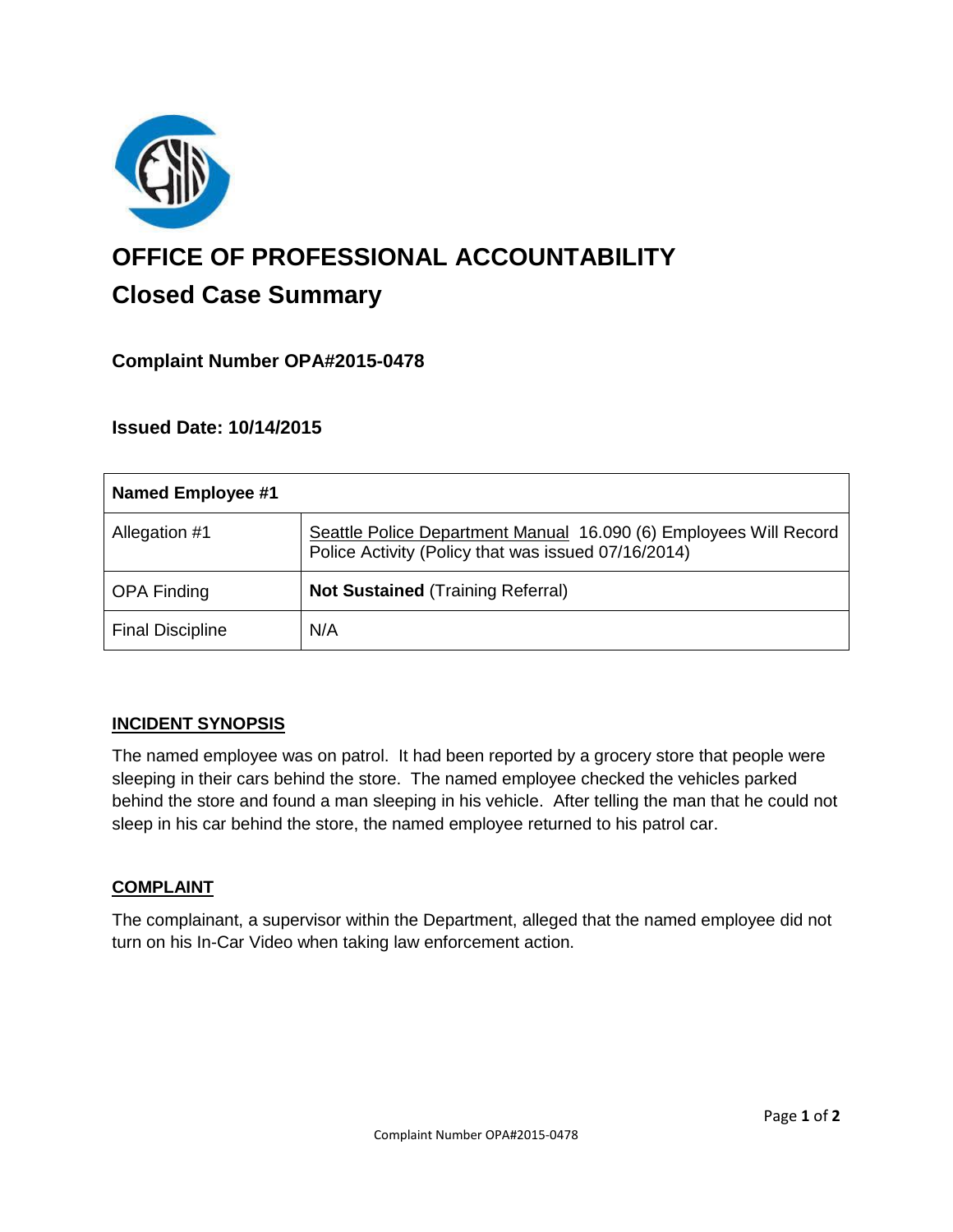# OFFICE OF PROFESSIONAL ACCOUNTABILITY

## Closed Case Summary

### Complaint Number OPA#2015-0478

### Issued Date: 10/14/2015

| Named Employee #1 | |
|---|---|
| Allegation #1 | Seattle Police Department Manual 16.090 (6) Employees Will Record Police Activity (Policy that was issued 07/16/2014) |
| OPA Finding | **Not Sustained** (Training Referral) |
| Final Discipline | N/A |

### INCIDENT SYNOPSIS

The named employee was on patrol. It had been reported by a grocery store that people were sleeping in their cars behind the store. The named employee checked the vehicles parked behind the store and found a man sleeping in his vehicle. After telling the man that he could not sleep in his car behind the store, the named employee returned to his patrol car.

### COMPLAINT

The complainant, a supervisor within the Department, alleged that the named employee did not turn on his In-Car Video when taking law enforcement action.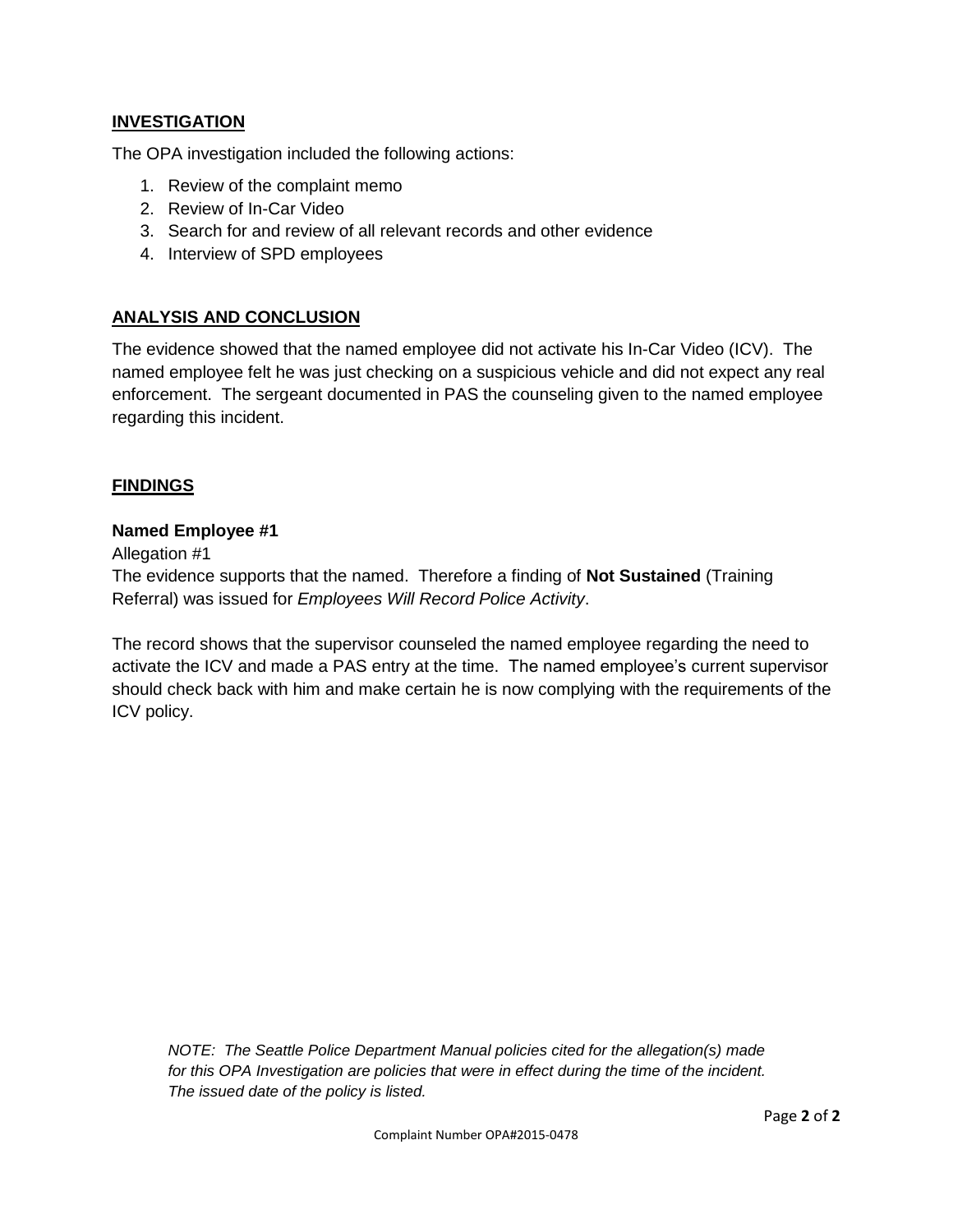## INVESTIGATION

The OPA investigation included the following actions:

1. Review of the complaint memo
2. Review of In-Car Video
3. Search for and review of all relevant records and other evidence
4. Interview of SPD employees

## ANALYSIS AND CONCLUSION

The evidence showed that the named employee did not activate his In-Car Video (ICV). The named employee felt he was just checking on a suspicious vehicle and did not expect any real enforcement. The sergeant documented in PAS the counseling given to the named employee regarding this incident.

## FINDINGS

### Named Employee #1

Allegation #1

The evidence supports that the named. Therefore a finding of **Not Sustained** (Training Referral) was issued for *Employees Will Record Police Activity*.

The record shows that the supervisor counseled the named employee regarding the need to activate the ICV and made a PAS entry at the time. The named employee's current supervisor should check back with him and make certain he is now complying with the requirements of the ICV policy.

*NOTE: The Seattle Police Department Manual policies cited for the allegation(s) made for this OPA Investigation are policies that were in effect during the time of the incident. The issued date of the policy is listed.*

Complaint Number OPA#2015-0478